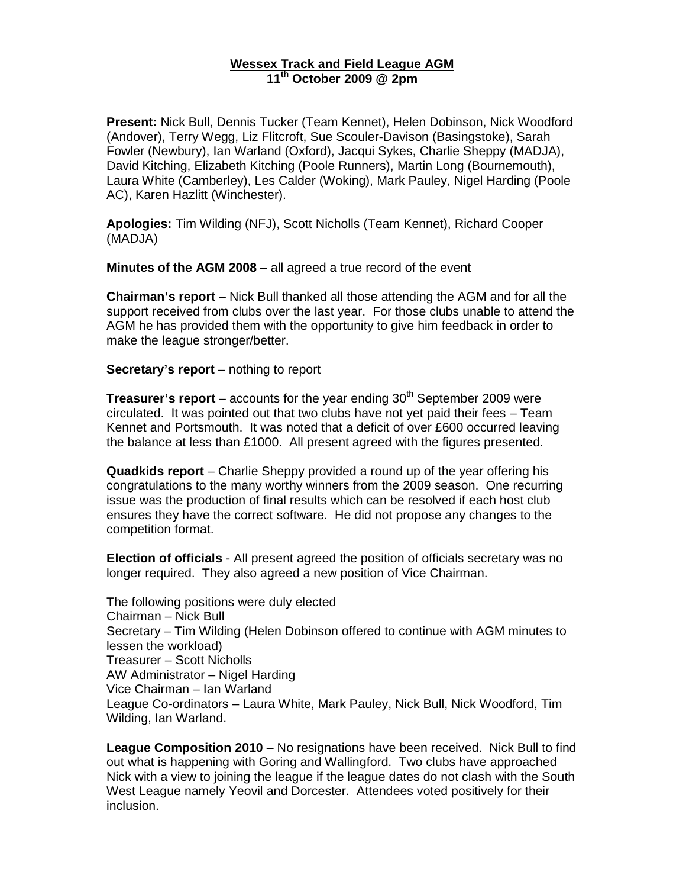# Wessex Track and Field League AGM
## 11th October 2009 @ 2pm

**Present:** Nick Bull, Dennis Tucker (Team Kennet), Helen Dobinson, Nick Woodford (Andover), Terry Wegg, Liz Flitcroft, Sue Scouler-Davison (Basingstoke), Sarah Fowler (Newbury), Ian Warland (Oxford), Jacqui Sykes, Charlie Sheppy (MADJA), David Kitching, Elizabeth Kitching (Poole Runners), Martin Long (Bournemouth), Laura White (Camberley), Les Calder (Woking), Mark Pauley, Nigel Harding (Poole AC), Karen Hazlitt (Winchester).

**Apologies:** Tim Wilding (NFJ), Scott Nicholls (Team Kennet), Richard Cooper (MADJA)

**Minutes of the AGM 2008** – all agreed a true record of the event

**Chairman's report** – Nick Bull thanked all those attending the AGM and for all the support received from clubs over the last year. For those clubs unable to attend the AGM he has provided them with the opportunity to give him feedback in order to make the league stronger/better.

**Secretary's report** – nothing to report

**Treasurer's report** – accounts for the year ending 30th September 2009 were circulated. It was pointed out that two clubs have not yet paid their fees – Team Kennet and Portsmouth. It was noted that a deficit of over £600 occurred leaving the balance at less than £1000. All present agreed with the figures presented.

**Quadkids report** – Charlie Sheppy provided a round up of the year offering his congratulations to the many worthy winners from the 2009 season. One recurring issue was the production of final results which can be resolved if each host club ensures they have the correct software. He did not propose any changes to the competition format.

**Election of officials** - All present agreed the position of officials secretary was no longer required. They also agreed a new position of Vice Chairman.

The following positions were duly elected
Chairman – Nick Bull
Secretary – Tim Wilding (Helen Dobinson offered to continue with AGM minutes to lessen the workload)
Treasurer – Scott Nicholls
AW Administrator – Nigel Harding
Vice Chairman – Ian Warland
League Co-ordinators – Laura White, Mark Pauley, Nick Bull, Nick Woodford, Tim Wilding, Ian Warland.

**League Composition 2010** – No resignations have been received. Nick Bull to find out what is happening with Goring and Wallingford. Two clubs have approached Nick with a view to joining the league if the league dates do not clash with the South West League namely Yeovil and Dorcester. Attendees voted positively for their inclusion.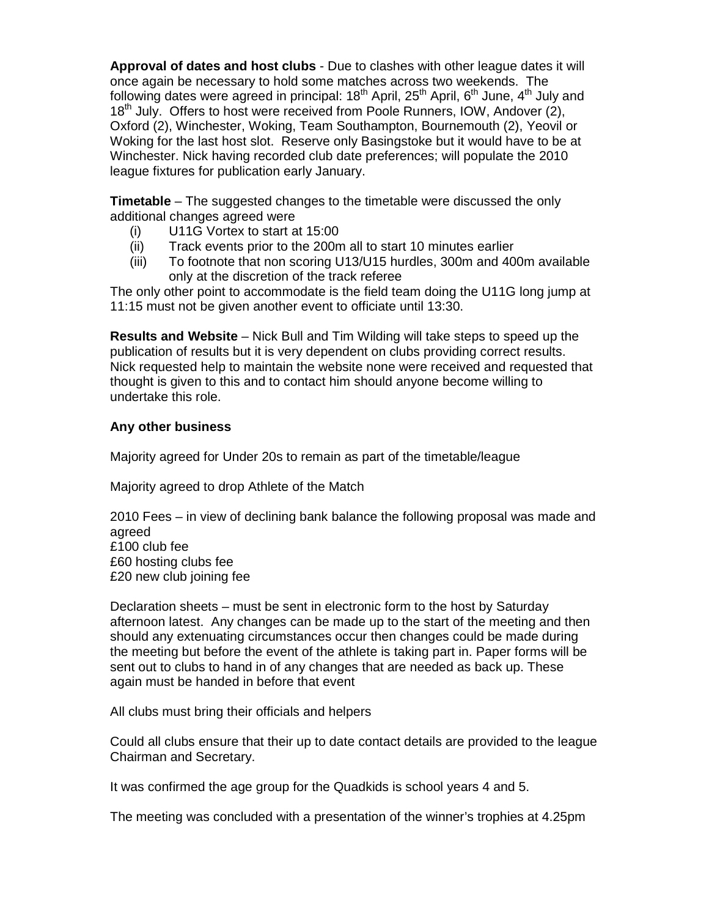**Approval of dates and host clubs** - Due to clashes with other league dates it will once again be necessary to hold some matches across two weekends. The following dates were agreed in principal: 18th April, 25th April, 6th June, 4th July and 18th July. Offers to host were received from Poole Runners, IOW, Andover (2), Oxford (2), Winchester, Woking, Team Southampton, Bournemouth (2), Yeovil or Woking for the last host slot. Reserve only Basingstoke but it would have to be at Winchester. Nick having recorded club date preferences; will populate the 2010 league fixtures for publication early January.

**Timetable** – The suggested changes to the timetable were discussed the only additional changes agreed were

(i) U11G Vortex to start at 15:00
(ii) Track events prior to the 200m all to start 10 minutes earlier
(iii) To footnote that non scoring U13/U15 hurdles, 300m and 400m available only at the discretion of the track referee

The only other point to accommodate is the field team doing the U11G long jump at 11:15 must not be given another event to officiate until 13:30.

**Results and Website** – Nick Bull and Tim Wilding will take steps to speed up the publication of results but it is very dependent on clubs providing correct results. Nick requested help to maintain the website none were received and requested that thought is given to this and to contact him should anyone become willing to undertake this role.

**Any other business**

Majority agreed for Under 20s to remain as part of the timetable/league

Majority agreed to drop Athlete of the Match

2010 Fees – in view of declining bank balance the following proposal was made and agreed
£100 club fee
£60 hosting clubs fee
£20 new club joining fee

Declaration sheets – must be sent in electronic form to the host by Saturday afternoon latest. Any changes can be made up to the start of the meeting and then should any extenuating circumstances occur then changes could be made during the meeting but before the event of the athlete is taking part in. Paper forms will be sent out to clubs to hand in of any changes that are needed as back up. These again must be handed in before that event

All clubs must bring their officials and helpers

Could all clubs ensure that their up to date contact details are provided to the league Chairman and Secretary.

It was confirmed the age group for the Quadkids is school years 4 and 5.

The meeting was concluded with a presentation of the winner's trophies at 4.25pm